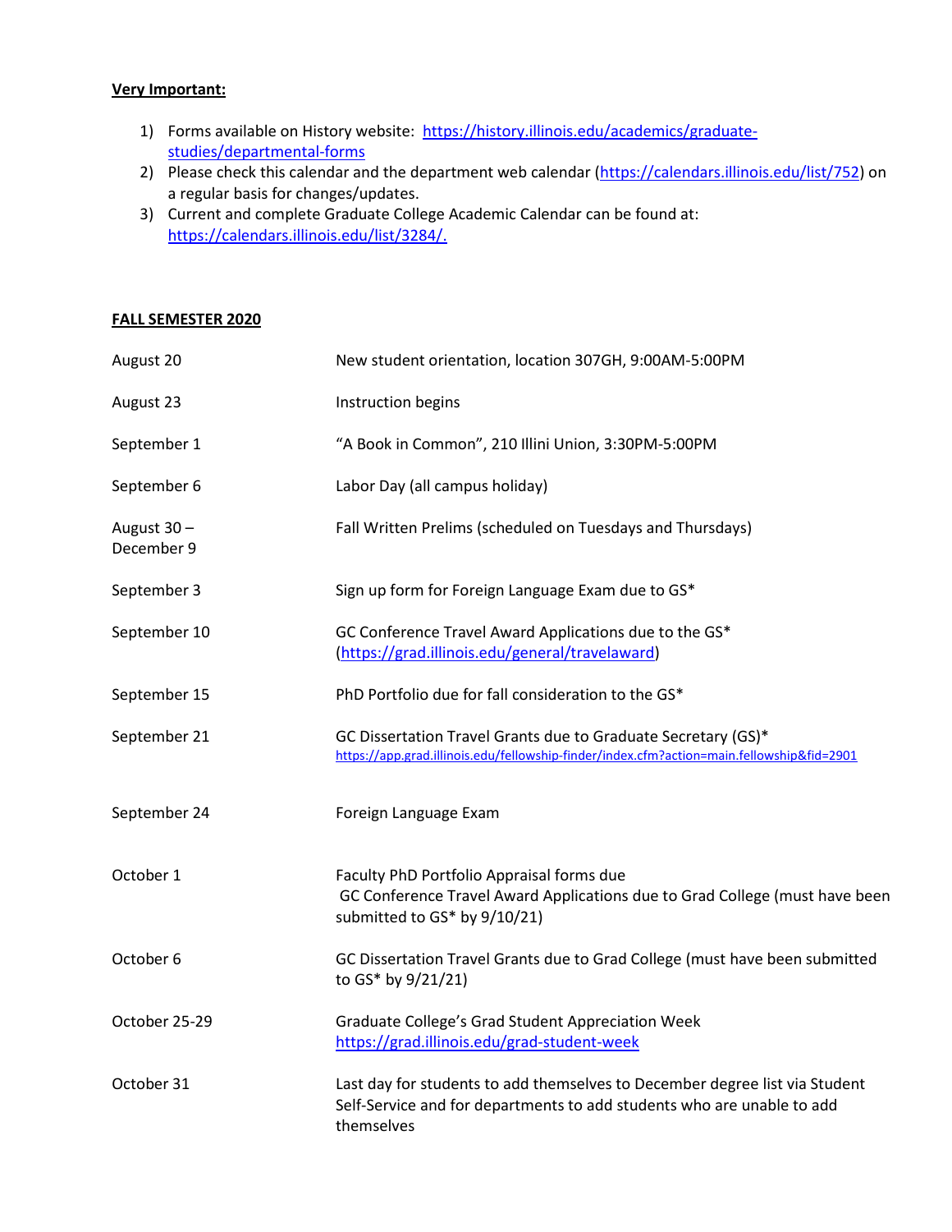**Very Important:**

1) Forms available on History website: [https://history.illinois.edu/academics/graduate-studies/departmental-forms](https://history.illinois.edu/academics/graduate-studies/departmental-forms)
2) Please check this calendar and the department web calendar ([https://calendars.illinois.edu/list/752](https://calendars.illinois.edu/list/752)) on a regular basis for changes/updates.
3) Current and complete Graduate College Academic Calendar can be found at: [https://calendars.illinois.edu/list/3284/.](https://calendars.illinois.edu/list/3284/)

**FALL SEMESTER 2020**

| | |
|---|---|
| August 20 | New student orientation, location 307GH, 9:00AM-5:00PM |
| August 23 | Instruction begins |
| September 1 | "A Book in Common", 210 Illini Union, 3:30PM-5:00PM |
| September 6 | Labor Day (all campus holiday) |
| August 30 – December 9 | Fall Written Prelims (scheduled on Tuesdays and Thursdays) |
| September 3 | Sign up form for Foreign Language Exam due to GS* |
| September 10 | GC Conference Travel Award Applications due to the GS* ([https://grad.illinois.edu/general/travelaward](https://grad.illinois.edu/general/travelaward)) |
| September 15 | PhD Portfolio due for fall consideration to the GS* |
| September 21 | GC Dissertation Travel Grants due to Graduate Secretary (GS)* [https://app.grad.illinois.edu/fellowship-finder/index.cfm?action=main.fellowship&fid=2901](https://app.grad.illinois.edu/fellowship-finder/index.cfm?action=main.fellowship&fid=2901) |
| September 24 | Foreign Language Exam |
| October 1 | Faculty PhD Portfolio Appraisal forms due<br>GC Conference Travel Award Applications due to Grad College (must have been submitted to GS* by 9/10/21) |
| October 6 | GC Dissertation Travel Grants due to Grad College (must have been submitted to GS* by 9/21/21) |
| October 25-29 | Graduate College's Grad Student Appreciation Week [https://grad.illinois.edu/grad-student-week](https://grad.illinois.edu/grad-student-week) |
| October 31 | Last day for students to add themselves to December degree list via Student Self-Service and for departments to add students who are unable to add themselves |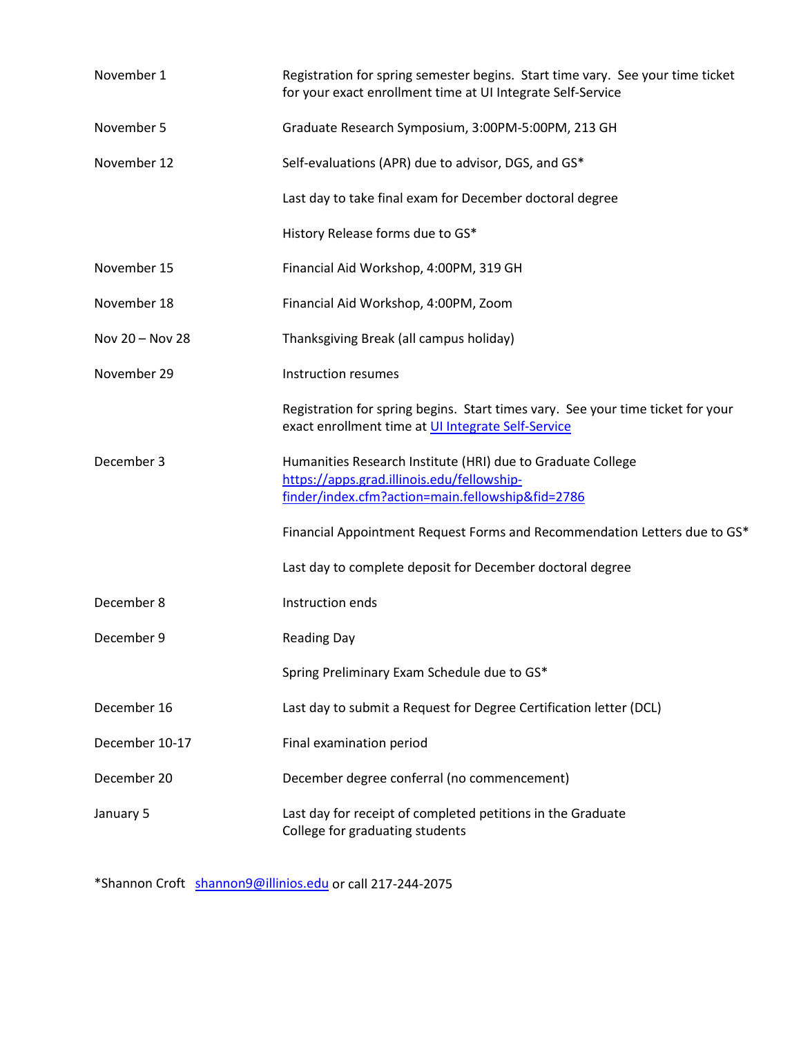| | |
|---|---|
| November 1 | Registration for spring semester begins. Start time vary. See your time ticket for your exact enrollment time at UI Integrate Self-Service |
| November 5 | Graduate Research Symposium, 3:00PM-5:00PM, 213 GH |
| November 12 | Self-evaluations (APR) due to advisor, DGS, and GS* |
| | Last day to take final exam for December doctoral degree |
| | History Release forms due to GS* |
| November 15 | Financial Aid Workshop, 4:00PM, 319 GH |
| November 18 | Financial Aid Workshop, 4:00PM, Zoom |
| Nov 20 – Nov 28 | Thanksgiving Break (all campus holiday) |
| November 29 | Instruction resumes |
| | Registration for spring begins. Start times vary. See your time ticket for your exact enrollment time at UI Integrate Self-Service |
| December 3 | Humanities Research Institute (HRI) due to Graduate College https://apps.grad.illinois.edu/fellowship-finder/index.cfm?action=main.fellowship&fid=2786 |
| | Financial Appointment Request Forms and Recommendation Letters due to GS* |
| | Last day to complete deposit for December doctoral degree |
| December 8 | Instruction ends |
| December 9 | Reading Day |
| | Spring Preliminary Exam Schedule due to GS* |
| December 16 | Last day to submit a Request for Degree Certification letter (DCL) |
| December 10-17 | Final examination period |
| December 20 | December degree conferral (no commencement) |
| January 5 | Last day for receipt of completed petitions in the Graduate College for graduating students |

*Shannon Croft shannon9@illinios.edu or call 217-244-2075